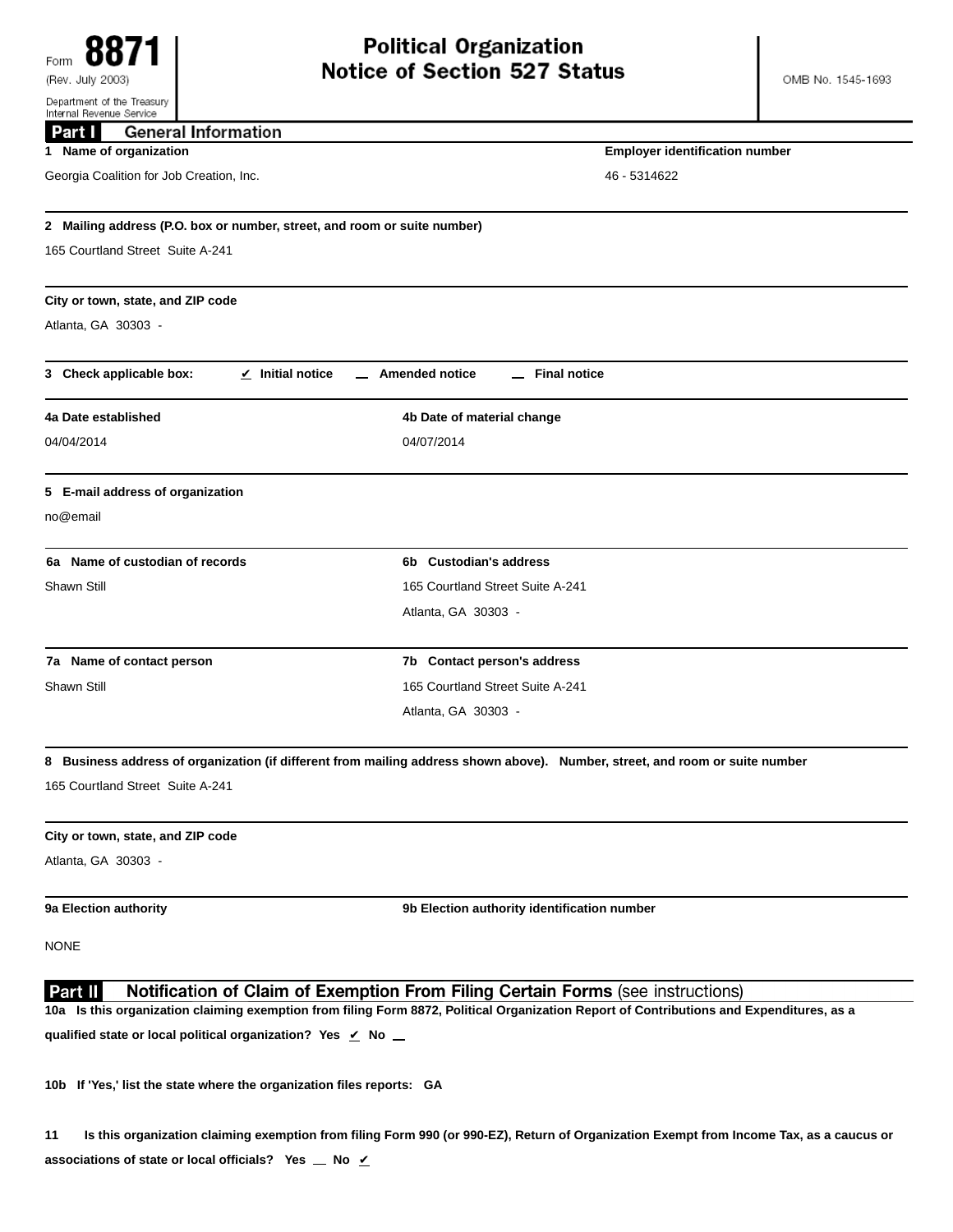Form **8871** (Rev. July 2003)
Department of the Treasury
Internal Revenue Service

# Political Organization Notice of Section 527 Status

OMB No. 1545-1693

## Part I General Information

**1 Name of organization**

Georgia Coalition for Job Creation, Inc.

**Employer identification number**

46 - 5314622

**2 Mailing address (P.O. box or number, street, and room or suite number)**

165 Courtland Street Suite A-241

**City or town, state, and ZIP code**

Atlanta, GA 30303 -

**3 Check applicable box:** ✔ **Initial notice** __ **Amended notice** __ **Final notice**

**4a Date established**

04/04/2014

**4b Date of material change**

04/07/2014

**5 E-mail address of organization**

no@email

**6a Name of custodian of records**

Shawn Still

**6b Custodian's address**

165 Courtland Street Suite A-241
Atlanta, GA 30303 -

**7a Name of contact person**

Shawn Still

**7b Contact person's address**

165 Courtland Street Suite A-241
Atlanta, GA 30303 -

**8 Business address of organization (if different from mailing address shown above). Number, street, and room or suite number**

165 Courtland Street Suite A-241

**City or town, state, and ZIP code**

Atlanta, GA 30303 -

**9a Election authority**

NONE

**9b Election authority identification number**

## Part II Notification of Claim of Exemption From Filing Certain Forms (see instructions)

**10a Is this organization claiming exemption from filing Form 8872, Political Organization Report of Contributions and Expenditures, as a qualified state or local political organization? Yes** ✔ **No** __

**10b If 'Yes,' list the state where the organization files reports: GA**

**11 Is this organization claiming exemption from filing Form 990 (or 990-EZ), Return of Organization Exempt from Income Tax, as a caucus or associations of state or local officials? Yes** __ **No** ✔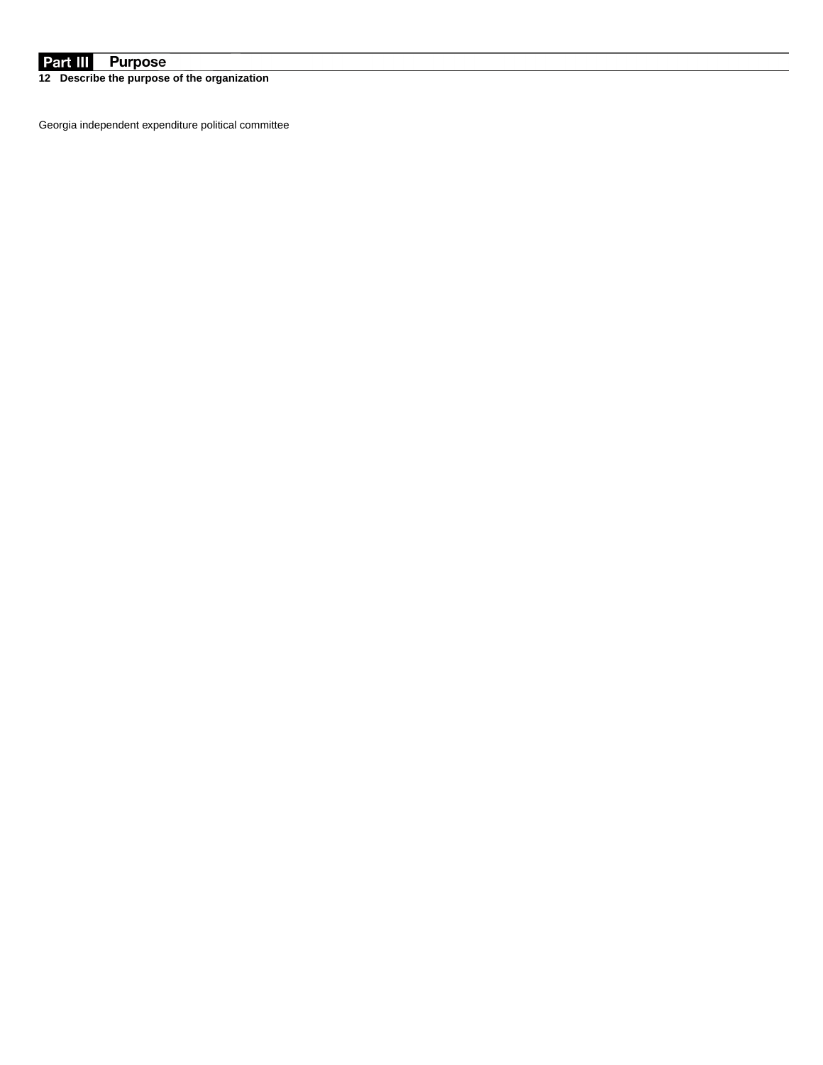## Part III Purpose

**12 Describe the purpose of the organization**

Georgia independent expenditure political committee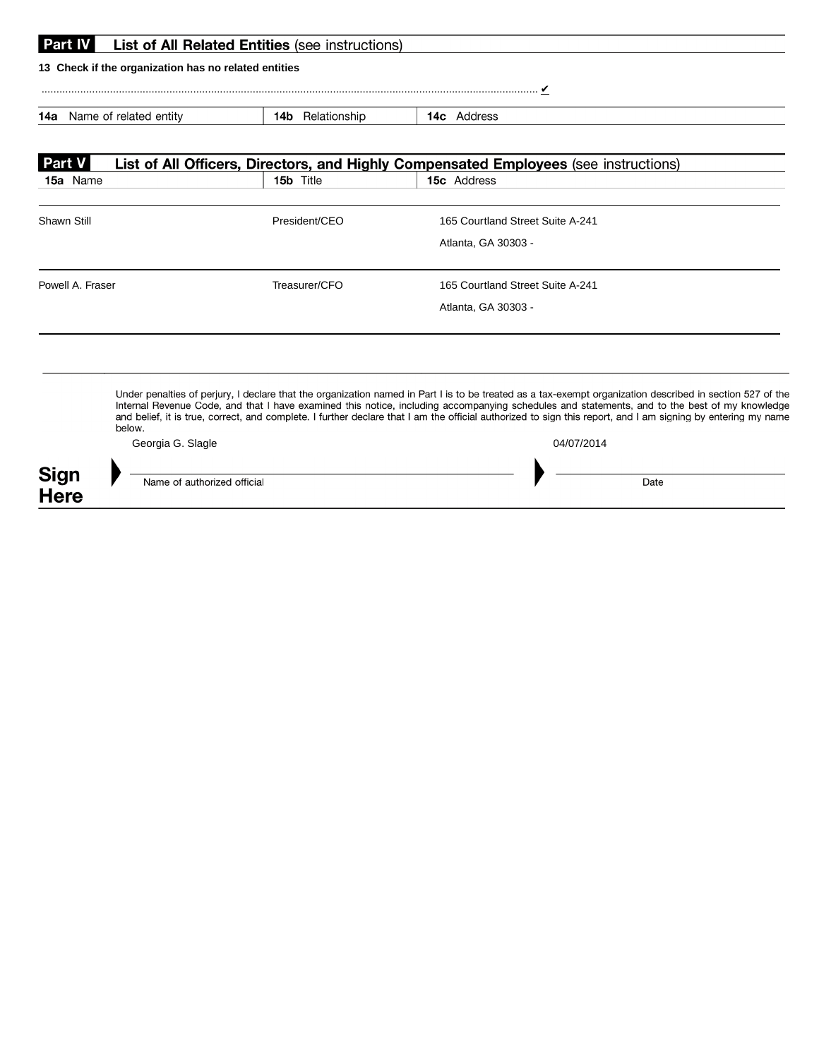## Part IV List of All Related Entities (see instructions)

**13 Check if the organization has no related entities** ........................................................................................................................................................ ✔

| 14a Name of related entity | 14b Relationship | 14c Address |
|---|---|---|

## Part V List of All Officers, Directors, and Highly Compensated Employees (see instructions)

| 15a Name | 15b Title | 15c Address |
|---|---|---|
| Shawn Still | President/CEO | 165 Courtland Street Suite A-241<br>Atlanta, GA 30303 - |
| Powell A. Fraser | Treasurer/CFO | 165 Courtland Street Suite A-241<br>Atlanta, GA 30303 - |

Under penalties of perjury, I declare that the organization named in Part I is to be treated as a tax-exempt organization described in section 527 of the Internal Revenue Code, and that I have examined this notice, including accompanying schedules and statements, and to the best of my knowledge and belief, it is true, correct, and complete. I further declare that I am the official authorized to sign this report, and I am signing by entering my name below.

**Sign Here**

Georgia G. Slagle — Name of authorized official

04/07/2014 — Date